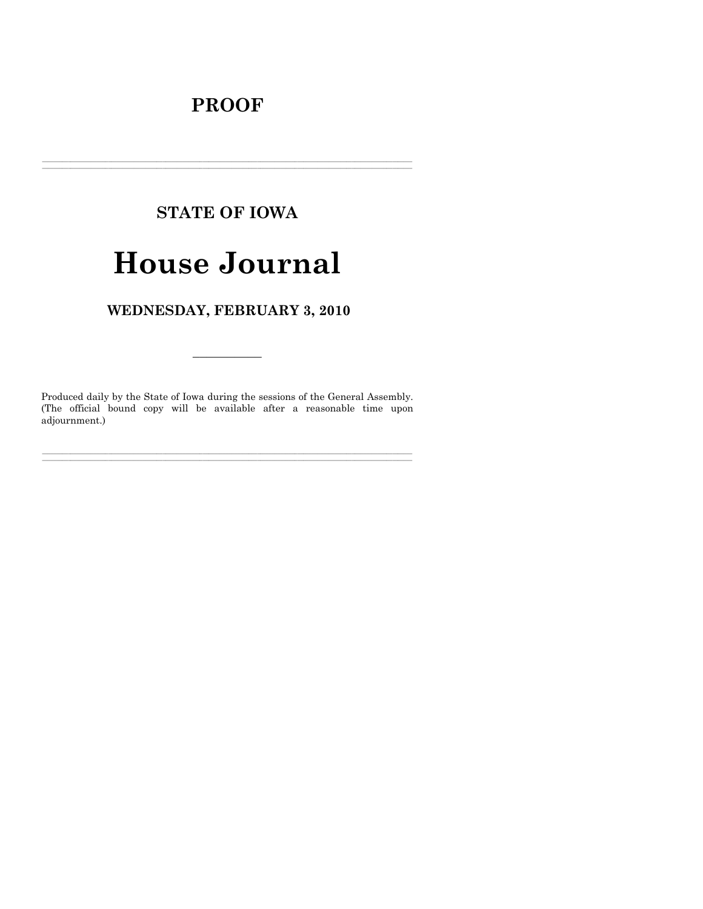# PROOF

---

## STATE OF IOWA

# House Journal

## WEDNESDAY, FEBRUARY 3, 2010

---

Produced daily by the State of Iowa during the sessions of the General Assembly. (The official bound copy will be available after a reasonable time upon adjournment.)

---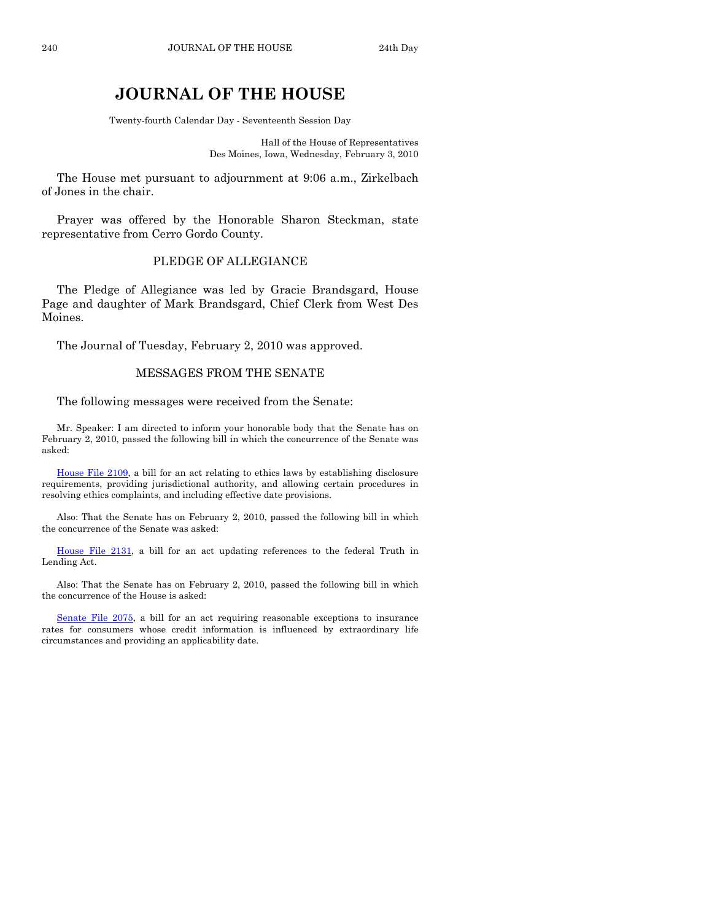# JOURNAL OF THE HOUSE

Twenty-fourth Calendar Day - Seventeenth Session Day

Hall of the House of Representatives
Des Moines, Iowa, Wednesday, February 3, 2010

The House met pursuant to adjournment at 9:06 a.m., Zirkelbach of Jones in the chair.

Prayer was offered by the Honorable Sharon Steckman, state representative from Cerro Gordo County.

## PLEDGE OF ALLEGIANCE

The Pledge of Allegiance was led by Gracie Brandsgard, House Page and daughter of Mark Brandsgard, Chief Clerk from West Des Moines.

The Journal of Tuesday, February 2, 2010 was approved.

## MESSAGES FROM THE SENATE

The following messages were received from the Senate:

Mr. Speaker: I am directed to inform your honorable body that the Senate has on February 2, 2010, passed the following bill in which the concurrence of the Senate was asked:

House File 2109, a bill for an act relating to ethics laws by establishing disclosure requirements, providing jurisdictional authority, and allowing certain procedures in resolving ethics complaints, and including effective date provisions.

Also: That the Senate has on February 2, 2010, passed the following bill in which the concurrence of the Senate was asked:

House File 2131, a bill for an act updating references to the federal Truth in Lending Act.

Also: That the Senate has on February 2, 2010, passed the following bill in which the concurrence of the House is asked:

Senate File 2075, a bill for an act requiring reasonable exceptions to insurance rates for consumers whose credit information is influenced by extraordinary life circumstances and providing an applicability date.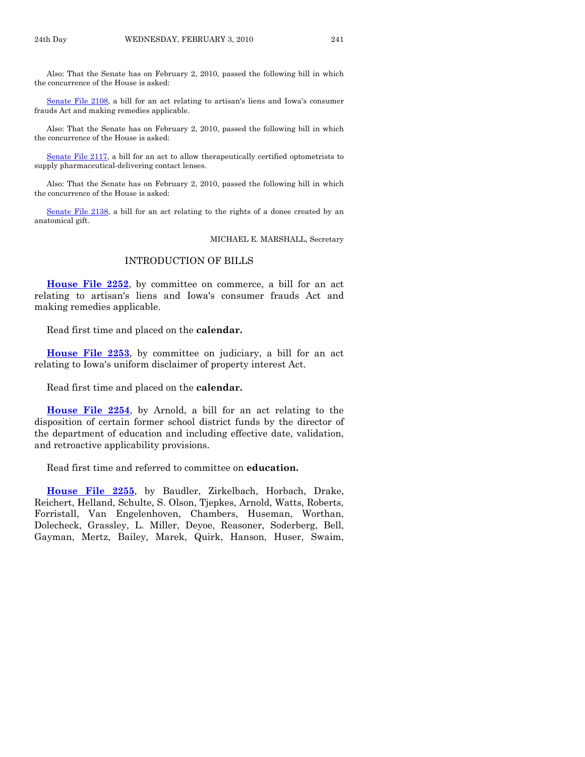Also: That the Senate has on February 2, 2010, passed the following bill in which the concurrence of the House is asked:

Senate File 2108, a bill for an act relating to artisan's liens and Iowa's consumer frauds Act and making remedies applicable.

Also: That the Senate has on February 2, 2010, passed the following bill in which the concurrence of the House is asked:

Senate File 2117, a bill for an act to allow therapeutically certified optometrists to supply pharmaceutical-delivering contact lenses.

Also: That the Senate has on February 2, 2010, passed the following bill in which the concurrence of the House is asked:

Senate File 2138, a bill for an act relating to the rights of a donee created by an anatomical gift.

MICHAEL E. MARSHALL, Secretary

## INTRODUCTION OF BILLS

**House File 2252**, by committee on commerce, a bill for an act relating to artisan's liens and Iowa's consumer frauds Act and making remedies applicable.

Read first time and placed on the **calendar.**

**House File 2253**, by committee on judiciary, a bill for an act relating to Iowa's uniform disclaimer of property interest Act.

Read first time and placed on the **calendar.**

**House File 2254**, by Arnold, a bill for an act relating to the disposition of certain former school district funds by the director of the department of education and including effective date, validation, and retroactive applicability provisions.

Read first time and referred to committee on **education.**

**House File 2255**, by Baudler, Zirkelbach, Horbach, Drake, Reichert, Helland, Schulte, S. Olson, Tjepkes, Arnold, Watts, Roberts, Forristall, Van Engelenhoven, Chambers, Huseman, Worthan, Dolecheck, Grassley, L. Miller, Deyoe, Reasoner, Soderberg, Bell, Gayman, Mertz, Bailey, Marek, Quirk, Hanson, Huser, Swaim,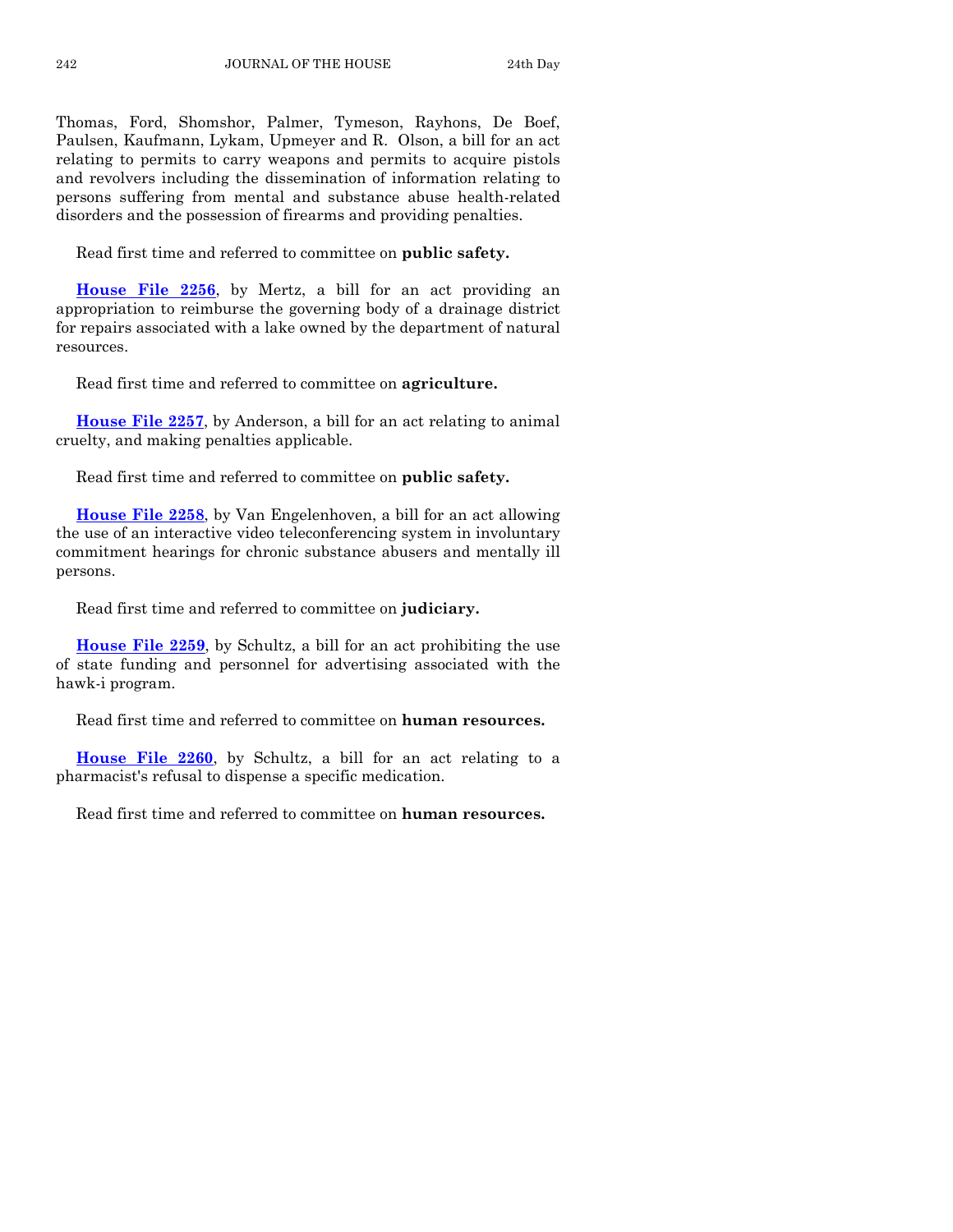Thomas, Ford, Shomshor, Palmer, Tymeson, Rayhons, De Boef, Paulsen, Kaufmann, Lykam, Upmeyer and R. Olson, a bill for an act relating to permits to carry weapons and permits to acquire pistols and revolvers including the dissemination of information relating to persons suffering from mental and substance abuse health-related disorders and the possession of firearms and providing penalties.

Read first time and referred to committee on **public safety.**

**House File 2256**, by Mertz, a bill for an act providing an appropriation to reimburse the governing body of a drainage district for repairs associated with a lake owned by the department of natural resources.

Read first time and referred to committee on **agriculture.**

**House File 2257**, by Anderson, a bill for an act relating to animal cruelty, and making penalties applicable.

Read first time and referred to committee on **public safety.**

**House File 2258**, by Van Engelenhoven, a bill for an act allowing the use of an interactive video teleconferencing system in involuntary commitment hearings for chronic substance abusers and mentally ill persons.

Read first time and referred to committee on **judiciary.**

**House File 2259**, by Schultz, a bill for an act prohibiting the use of state funding and personnel for advertising associated with the hawk-i program.

Read first time and referred to committee on **human resources.**

**House File 2260**, by Schultz, a bill for an act relating to a pharmacist's refusal to dispense a specific medication.

Read first time and referred to committee on **human resources.**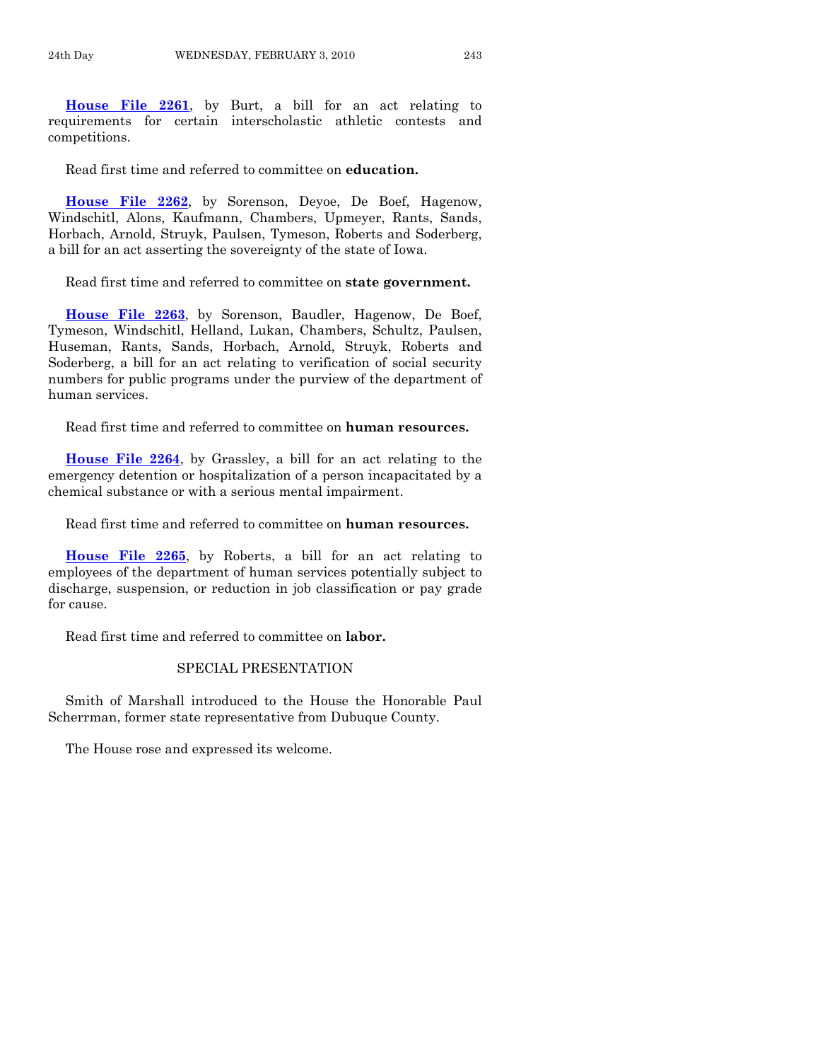**House File 2261**, by Burt, a bill for an act relating to requirements for certain interscholastic athletic contests and competitions.

Read first time and referred to committee on **education.**

**House File 2262**, by Sorenson, Deyoe, De Boef, Hagenow, Windschitl, Alons, Kaufmann, Chambers, Upmeyer, Rants, Sands, Horbach, Arnold, Struyk, Paulsen, Tymeson, Roberts and Soderberg, a bill for an act asserting the sovereignty of the state of Iowa.

Read first time and referred to committee on **state government.**

**House File 2263**, by Sorenson, Baudler, Hagenow, De Boef, Tymeson, Windschitl, Helland, Lukan, Chambers, Schultz, Paulsen, Huseman, Rants, Sands, Horbach, Arnold, Struyk, Roberts and Soderberg, a bill for an act relating to verification of social security numbers for public programs under the purview of the department of human services.

Read first time and referred to committee on **human resources.**

**House File 2264**, by Grassley, a bill for an act relating to the emergency detention or hospitalization of a person incapacitated by a chemical substance or with a serious mental impairment.

Read first time and referred to committee on **human resources.**

**House File 2265**, by Roberts, a bill for an act relating to employees of the department of human services potentially subject to discharge, suspension, or reduction in job classification or pay grade for cause.

Read first time and referred to committee on **labor.**

SPECIAL PRESENTATION

Smith of Marshall introduced to the House the Honorable Paul Scherrman, former state representative from Dubuque County.

The House rose and expressed its welcome.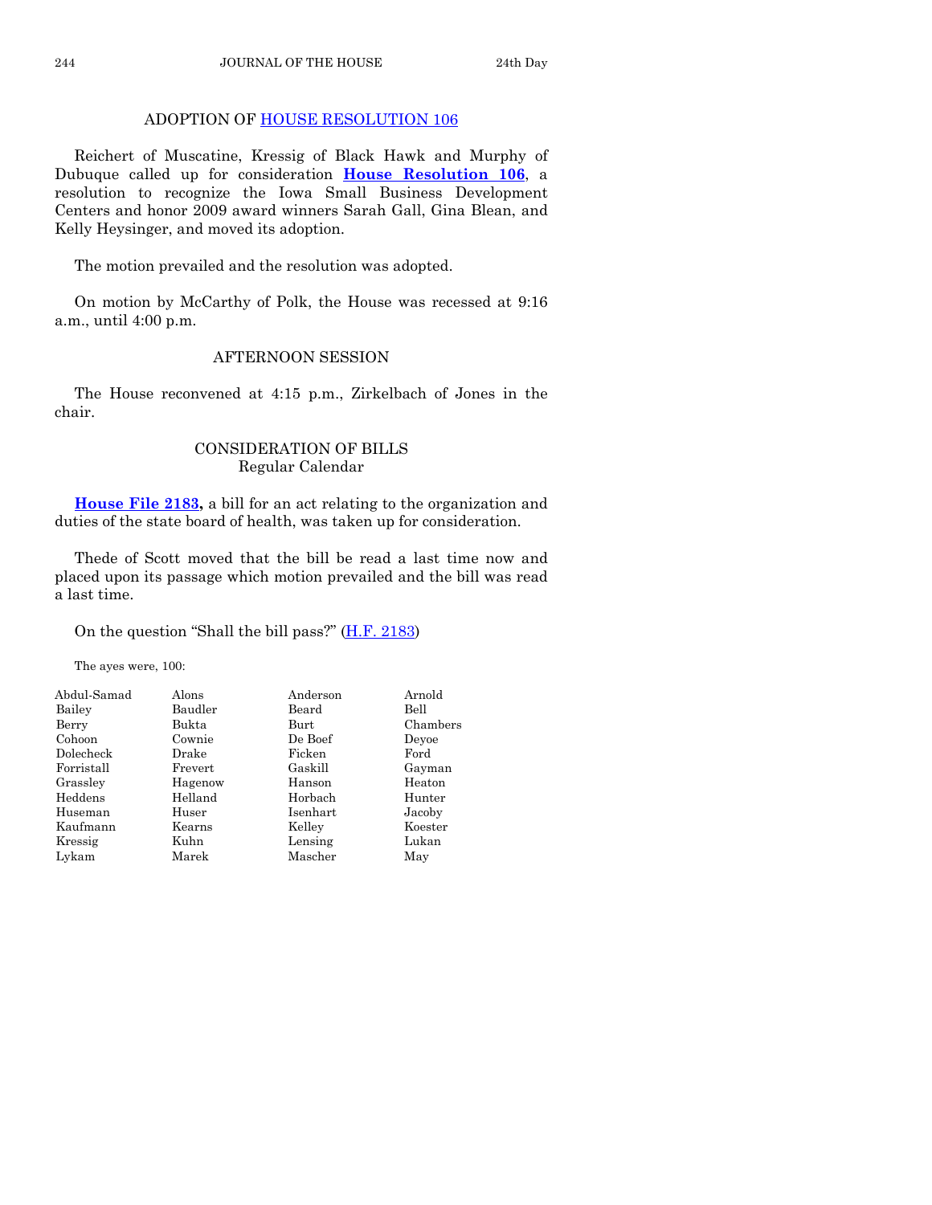## ADOPTION OF HOUSE RESOLUTION 106

Reichert of Muscatine, Kressig of Black Hawk and Murphy of Dubuque called up for consideration **House Resolution 106**, a resolution to recognize the Iowa Small Business Development Centers and honor 2009 award winners Sarah Gall, Gina Blean, and Kelly Heysinger, and moved its adoption.

The motion prevailed and the resolution was adopted.

On motion by McCarthy of Polk, the House was recessed at 9:16 a.m., until 4:00 p.m.

## AFTERNOON SESSION

The House reconvened at 4:15 p.m., Zirkelbach of Jones in the chair.

## CONSIDERATION OF BILLS
### Regular Calendar

**House File 2183,** a bill for an act relating to the organization and duties of the state board of health, was taken up for consideration.

Thede of Scott moved that the bill be read a last time now and placed upon its passage which motion prevailed and the bill was read a last time.

On the question "Shall the bill pass?" (H.F. 2183)

The ayes were, 100:

| | | | |
|---|---|---|---|
| Abdul-Samad | Alons | Anderson | Arnold |
| Bailey | Baudler | Beard | Bell |
| Berry | Bukta | Burt | Chambers |
| Cohoon | Cownie | De Boef | Deyoe |
| Dolecheck | Drake | Ficken | Ford |
| Forristall | Frevert | Gaskill | Gayman |
| Grassley | Hagenow | Hanson | Heaton |
| Heddens | Helland | Horbach | Hunter |
| Huseman | Huser | Isenhart | Jacoby |
| Kaufmann | Kearns | Kelley | Koester |
| Kressig | Kuhn | Lensing | Lukan |
| Lykam | Marek | Mascher | May |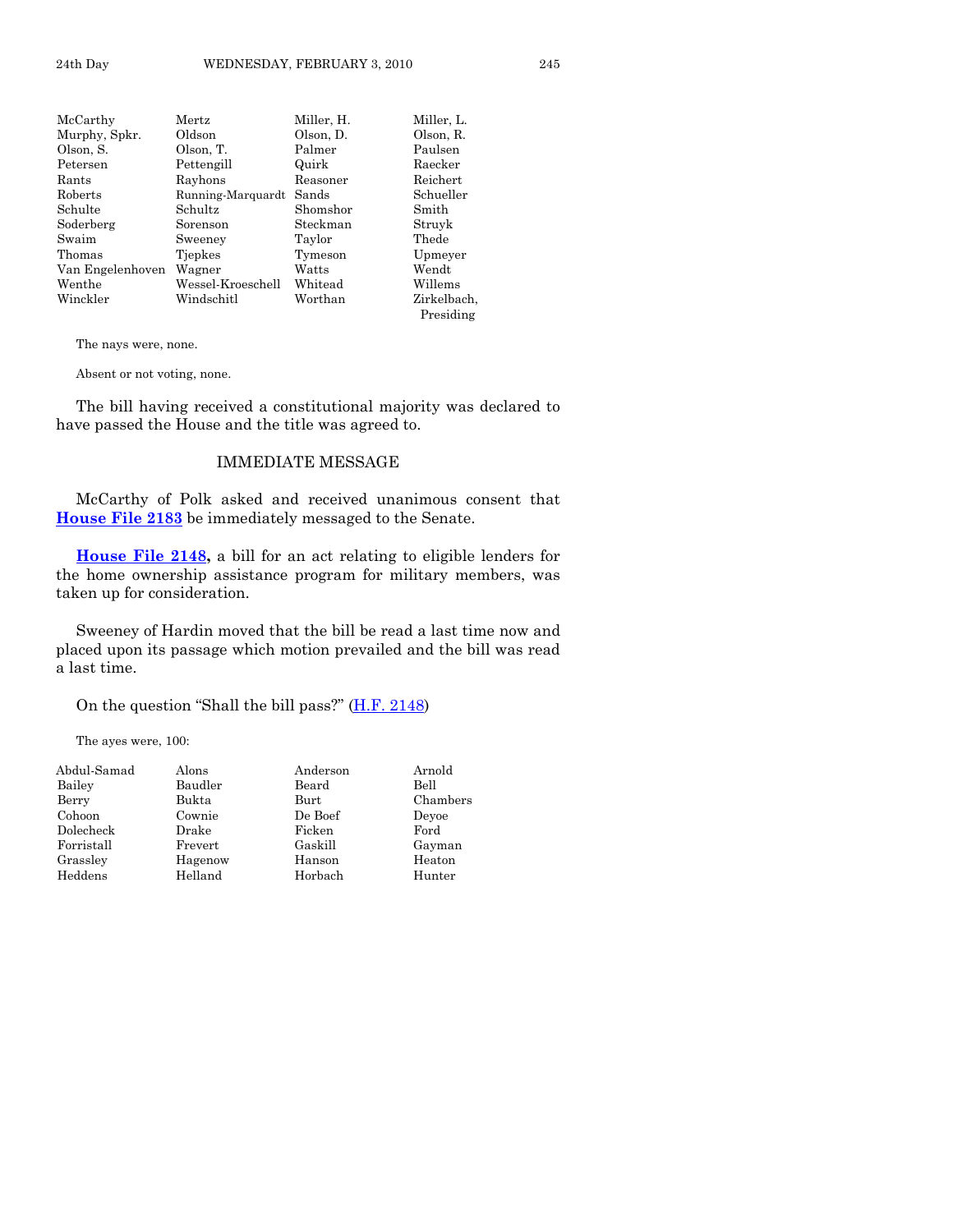| | | | |
|---|---|---|---|
| McCarthy | Mertz | Miller, H. | Miller, L. |
| Murphy, Spkr. | Oldson | Olson, D. | Olson, R. |
| Olson, S. | Olson, T. | Palmer | Paulsen |
| Petersen | Pettengill | Quirk | Raecker |
| Rants | Rayhons | Reasoner | Reichert |
| Roberts | Running-Marquardt | Sands | Schueller |
| Schulte | Schultz | Shomshor | Smith |
| Soderberg | Sorenson | Steckman | Struyk |
| Swaim | Sweeney | Taylor | Thede |
| Thomas | Tjepkes | Tymeson | Upmeyer |
| Van Engelenhoven | Wagner | Watts | Wendt |
| Wenthe | Wessel-Kroeschell | Whitead | Willems |
| Winckler | Windschitl | Worthan | Zirkelbach, Presiding |

The nays were, none.

Absent or not voting, none.

The bill having received a constitutional majority was declared to have passed the House and the title was agreed to.

## IMMEDIATE MESSAGE

McCarthy of Polk asked and received unanimous consent that **House File 2183** be immediately messaged to the Senate.

**House File 2148,** a bill for an act relating to eligible lenders for the home ownership assistance program for military members, was taken up for consideration.

Sweeney of Hardin moved that the bill be read a last time now and placed upon its passage which motion prevailed and the bill was read a last time.

On the question "Shall the bill pass?" (H.F. 2148)

The ayes were, 100:

| | | | |
|---|---|---|---|
| Abdul-Samad | Alons | Anderson | Arnold |
| Bailey | Baudler | Beard | Bell |
| Berry | Bukta | Burt | Chambers |
| Cohoon | Cownie | De Boef | Deyoe |
| Dolecheck | Drake | Ficken | Ford |
| Forristall | Frevert | Gaskill | Gayman |
| Grassley | Hagenow | Hanson | Heaton |
| Heddens | Helland | Horbach | Hunter |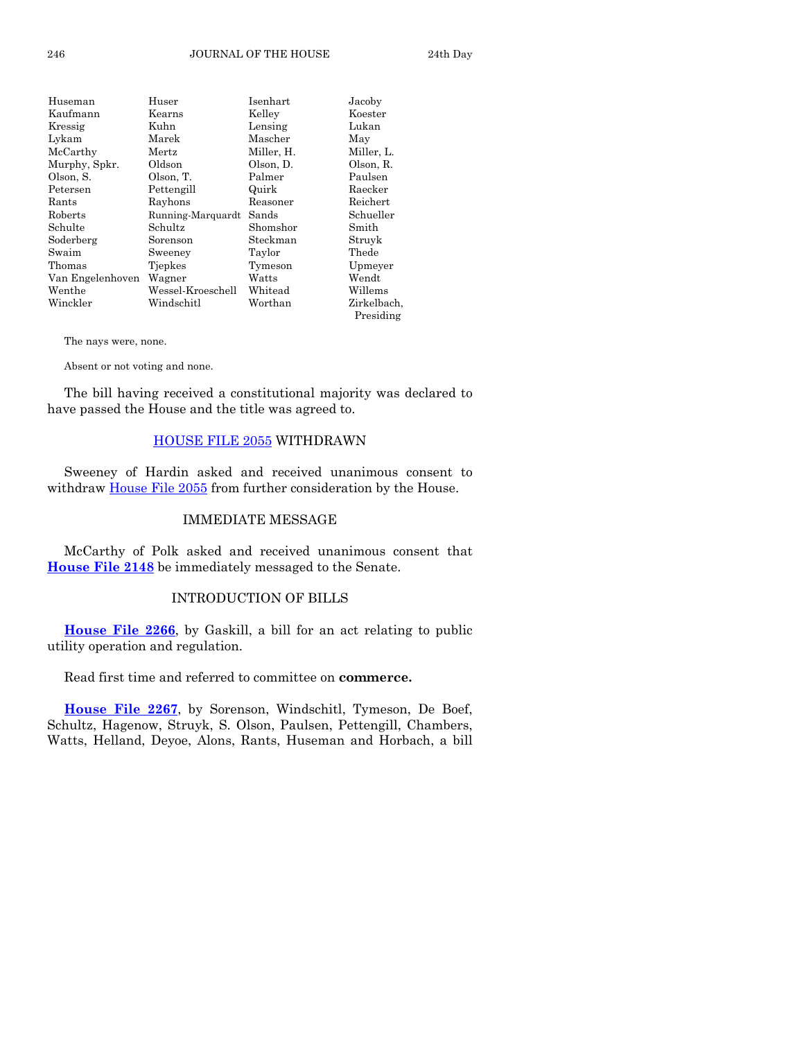| | | | |
|---|---|---|---|
| Huseman | Huser | Isenhart | Jacoby |
| Kaufmann | Kearns | Kelley | Koester |
| Kressig | Kuhn | Lensing | Lukan |
| Lykam | Marek | Mascher | May |
| McCarthy | Mertz | Miller, H. | Miller, L. |
| Murphy, Spkr. | Oldson | Olson, D. | Olson, R. |
| Olson, S. | Olson, T. | Palmer | Paulsen |
| Petersen | Pettengill | Quirk | Raecker |
| Rants | Rayhons | Reasoner | Reichert |
| Roberts | Running-Marquardt | Sands | Schueller |
| Schulte | Schultz | Shomshor | Smith |
| Soderberg | Sorenson | Steckman | Struyk |
| Swaim | Sweeney | Taylor | Thede |
| Thomas | Tjepkes | Tymeson | Upmeyer |
| Van Engelenhoven | Wagner | Watts | Wendt |
| Wenthe | Wessel-Kroeschell | Whitead | Willems |
| Winckler | Windschitl | Worthan | Zirkelbach, Presiding |

The nays were, none.

Absent or not voting and none.

The bill having received a constitutional majority was declared to have passed the House and the title was agreed to.

HOUSE FILE 2055 WITHDRAWN

Sweeney of Hardin asked and received unanimous consent to withdraw House File 2055 from further consideration by the House.

IMMEDIATE MESSAGE

McCarthy of Polk asked and received unanimous consent that **House File 2148** be immediately messaged to the Senate.

INTRODUCTION OF BILLS

**House File 2266**, by Gaskill, a bill for an act relating to public utility operation and regulation.

Read first time and referred to committee on **commerce.**

**House File 2267**, by Sorenson, Windschitl, Tymeson, De Boef, Schultz, Hagenow, Struyk, S. Olson, Paulsen, Pettengill, Chambers, Watts, Helland, Deyoe, Alons, Rants, Huseman and Horbach, a bill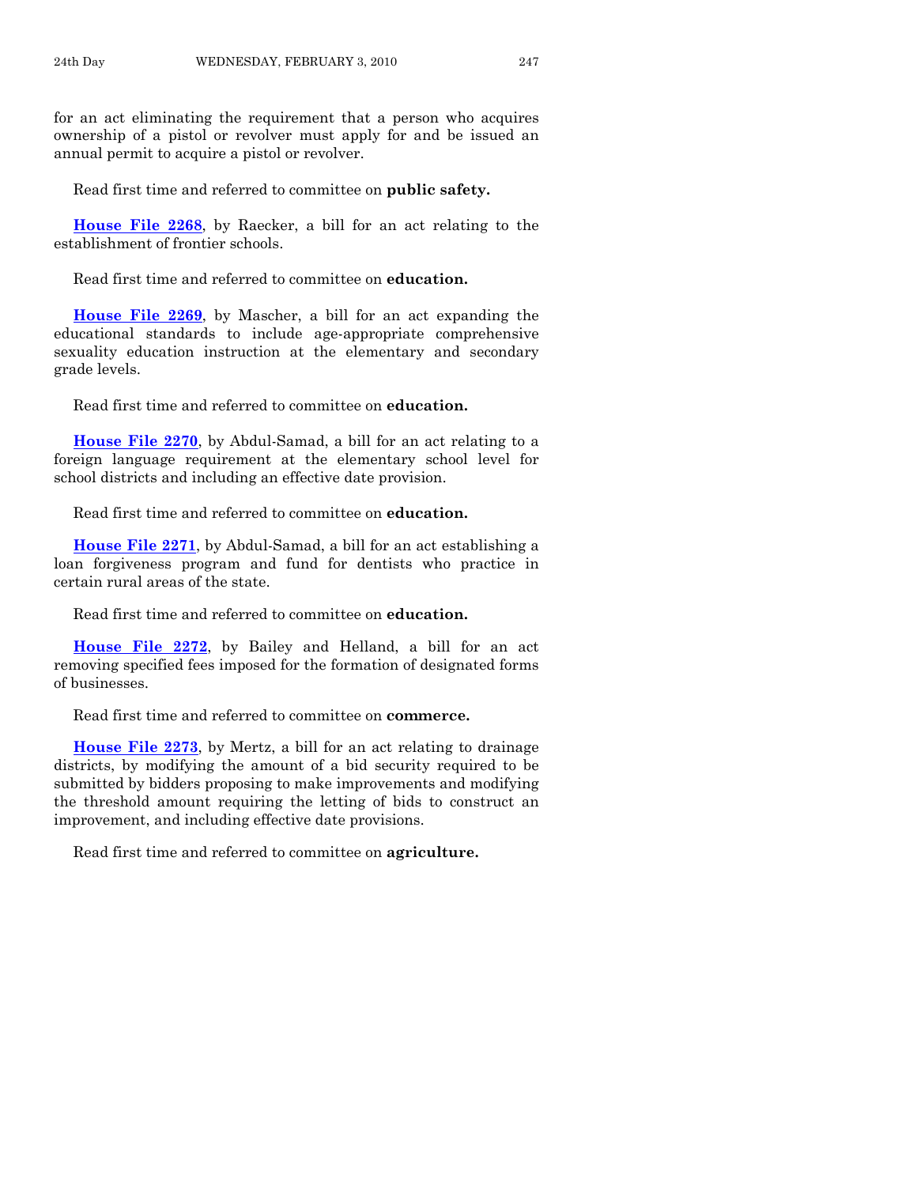for an act eliminating the requirement that a person who acquires ownership of a pistol or revolver must apply for and be issued an annual permit to acquire a pistol or revolver.

Read first time and referred to committee on **public safety.**

**House File 2268**, by Raecker, a bill for an act relating to the establishment of frontier schools.

Read first time and referred to committee on **education.**

**House File 2269**, by Mascher, a bill for an act expanding the educational standards to include age-appropriate comprehensive sexuality education instruction at the elementary and secondary grade levels.

Read first time and referred to committee on **education.**

**House File 2270**, by Abdul-Samad, a bill for an act relating to a foreign language requirement at the elementary school level for school districts and including an effective date provision.

Read first time and referred to committee on **education.**

**House File 2271**, by Abdul-Samad, a bill for an act establishing a loan forgiveness program and fund for dentists who practice in certain rural areas of the state.

Read first time and referred to committee on **education.**

**House File 2272**, by Bailey and Helland, a bill for an act removing specified fees imposed for the formation of designated forms of businesses.

Read first time and referred to committee on **commerce.**

**House File 2273**, by Mertz, a bill for an act relating to drainage districts, by modifying the amount of a bid security required to be submitted by bidders proposing to make improvements and modifying the threshold amount requiring the letting of bids to construct an improvement, and including effective date provisions.

Read first time and referred to committee on **agriculture.**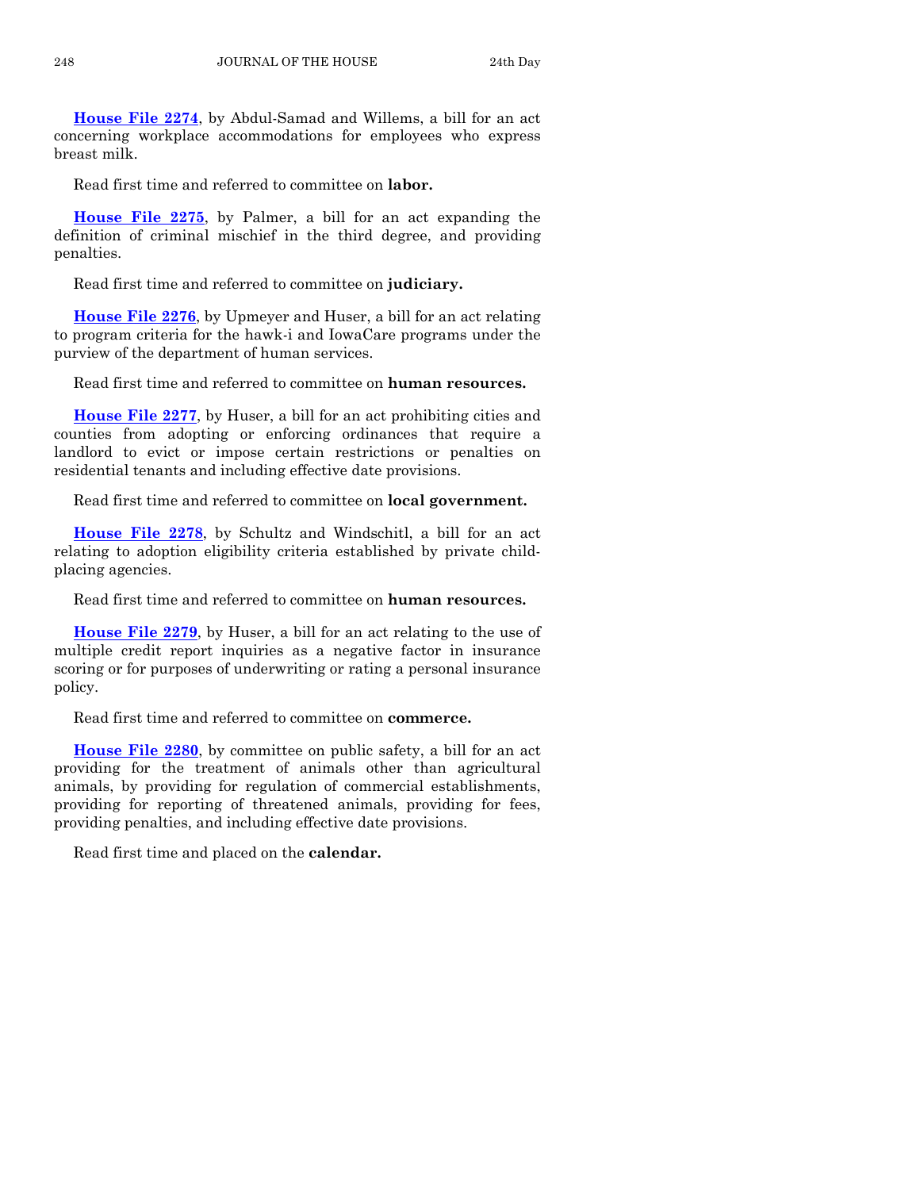**House File 2274**, by Abdul-Samad and Willems, a bill for an act concerning workplace accommodations for employees who express breast milk.

Read first time and referred to committee on **labor.**

**House File 2275**, by Palmer, a bill for an act expanding the definition of criminal mischief in the third degree, and providing penalties.

Read first time and referred to committee on **judiciary.**

**House File 2276**, by Upmeyer and Huser, a bill for an act relating to program criteria for the hawk-i and IowaCare programs under the purview of the department of human services.

Read first time and referred to committee on **human resources.**

**House File 2277**, by Huser, a bill for an act prohibiting cities and counties from adopting or enforcing ordinances that require a landlord to evict or impose certain restrictions or penalties on residential tenants and including effective date provisions.

Read first time and referred to committee on **local government.**

**House File 2278**, by Schultz and Windschitl, a bill for an act relating to adoption eligibility criteria established by private child-placing agencies.

Read first time and referred to committee on **human resources.**

**House File 2279**, by Huser, a bill for an act relating to the use of multiple credit report inquiries as a negative factor in insurance scoring or for purposes of underwriting or rating a personal insurance policy.

Read first time and referred to committee on **commerce.**

**House File 2280**, by committee on public safety, a bill for an act providing for the treatment of animals other than agricultural animals, by providing for regulation of commercial establishments, providing for reporting of threatened animals, providing for fees, providing penalties, and including effective date provisions.

Read first time and placed on the **calendar.**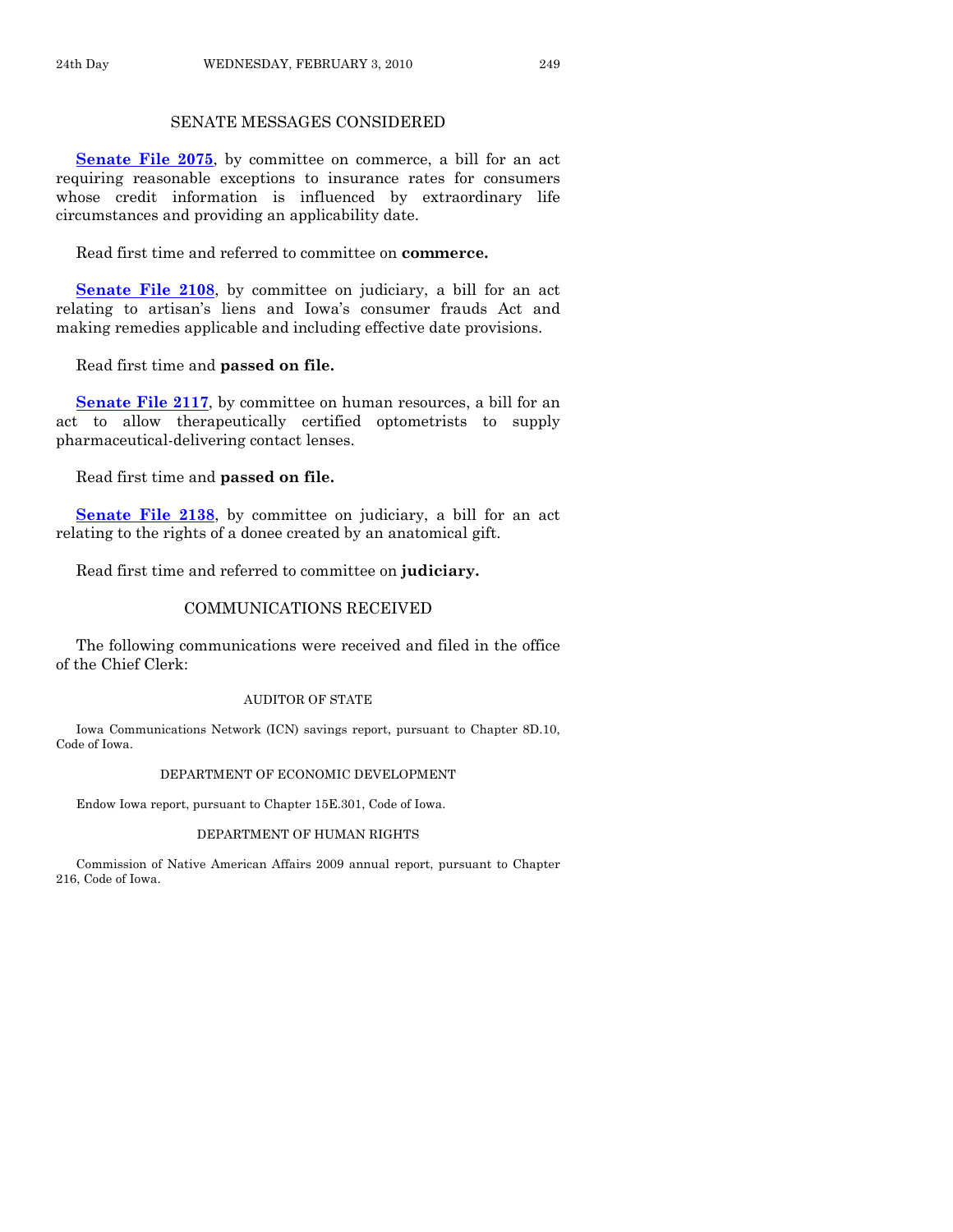## SENATE MESSAGES CONSIDERED

**Senate File 2075**, by committee on commerce, a bill for an act requiring reasonable exceptions to insurance rates for consumers whose credit information is influenced by extraordinary life circumstances and providing an applicability date.

Read first time and referred to committee on **commerce.**

**Senate File 2108**, by committee on judiciary, a bill for an act relating to artisan's liens and Iowa's consumer frauds Act and making remedies applicable and including effective date provisions.

Read first time and **passed on file.**

**Senate File 2117**, by committee on human resources, a bill for an act to allow therapeutically certified optometrists to supply pharmaceutical-delivering contact lenses.

Read first time and **passed on file.**

**Senate File 2138**, by committee on judiciary, a bill for an act relating to the rights of a donee created by an anatomical gift.

Read first time and referred to committee on **judiciary.**

## COMMUNICATIONS RECEIVED

The following communications were received and filed in the office of the Chief Clerk:

### AUDITOR OF STATE

Iowa Communications Network (ICN) savings report, pursuant to Chapter 8D.10, Code of Iowa.

### DEPARTMENT OF ECONOMIC DEVELOPMENT

Endow Iowa report, pursuant to Chapter 15E.301, Code of Iowa.

### DEPARTMENT OF HUMAN RIGHTS

Commission of Native American Affairs 2009 annual report, pursuant to Chapter 216, Code of Iowa.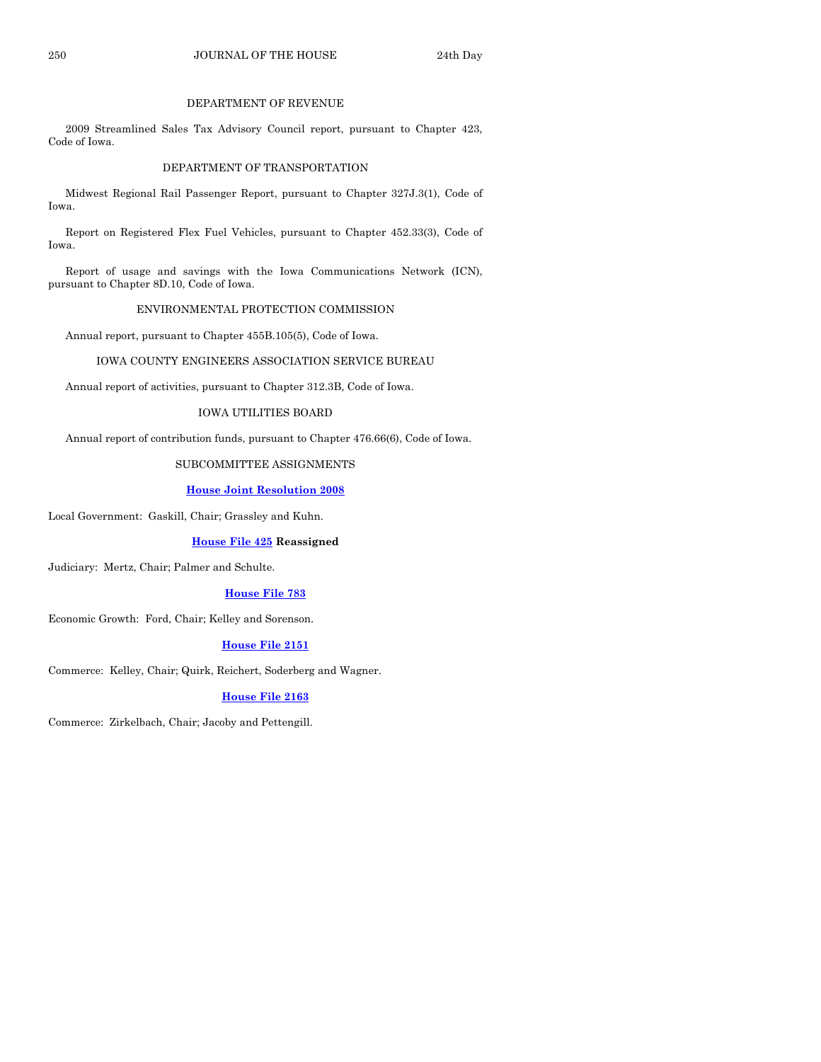DEPARTMENT OF REVENUE

2009 Streamlined Sales Tax Advisory Council report, pursuant to Chapter 423, Code of Iowa.

DEPARTMENT OF TRANSPORTATION

Midwest Regional Rail Passenger Report, pursuant to Chapter 327J.3(1), Code of Iowa.

Report on Registered Flex Fuel Vehicles, pursuant to Chapter 452.33(3), Code of Iowa.

Report of usage and savings with the Iowa Communications Network (ICN), pursuant to Chapter 8D.10, Code of Iowa.

ENVIRONMENTAL PROTECTION COMMISSION

Annual report, pursuant to Chapter 455B.105(5), Code of Iowa.

IOWA COUNTY ENGINEERS ASSOCIATION SERVICE BUREAU

Annual report of activities, pursuant to Chapter 312.3B, Code of Iowa.

IOWA UTILITIES BOARD

Annual report of contribution funds, pursuant to Chapter 476.66(6), Code of Iowa.

SUBCOMMITTEE ASSIGNMENTS

**House Joint Resolution 2008**

Local Government: Gaskill, Chair; Grassley and Kuhn.

**House File 425 Reassigned**

Judiciary: Mertz, Chair; Palmer and Schulte.

**House File 783**

Economic Growth: Ford, Chair; Kelley and Sorenson.

**House File 2151**

Commerce: Kelley, Chair; Quirk, Reichert, Soderberg and Wagner.

**House File 2163**

Commerce: Zirkelbach, Chair; Jacoby and Pettengill.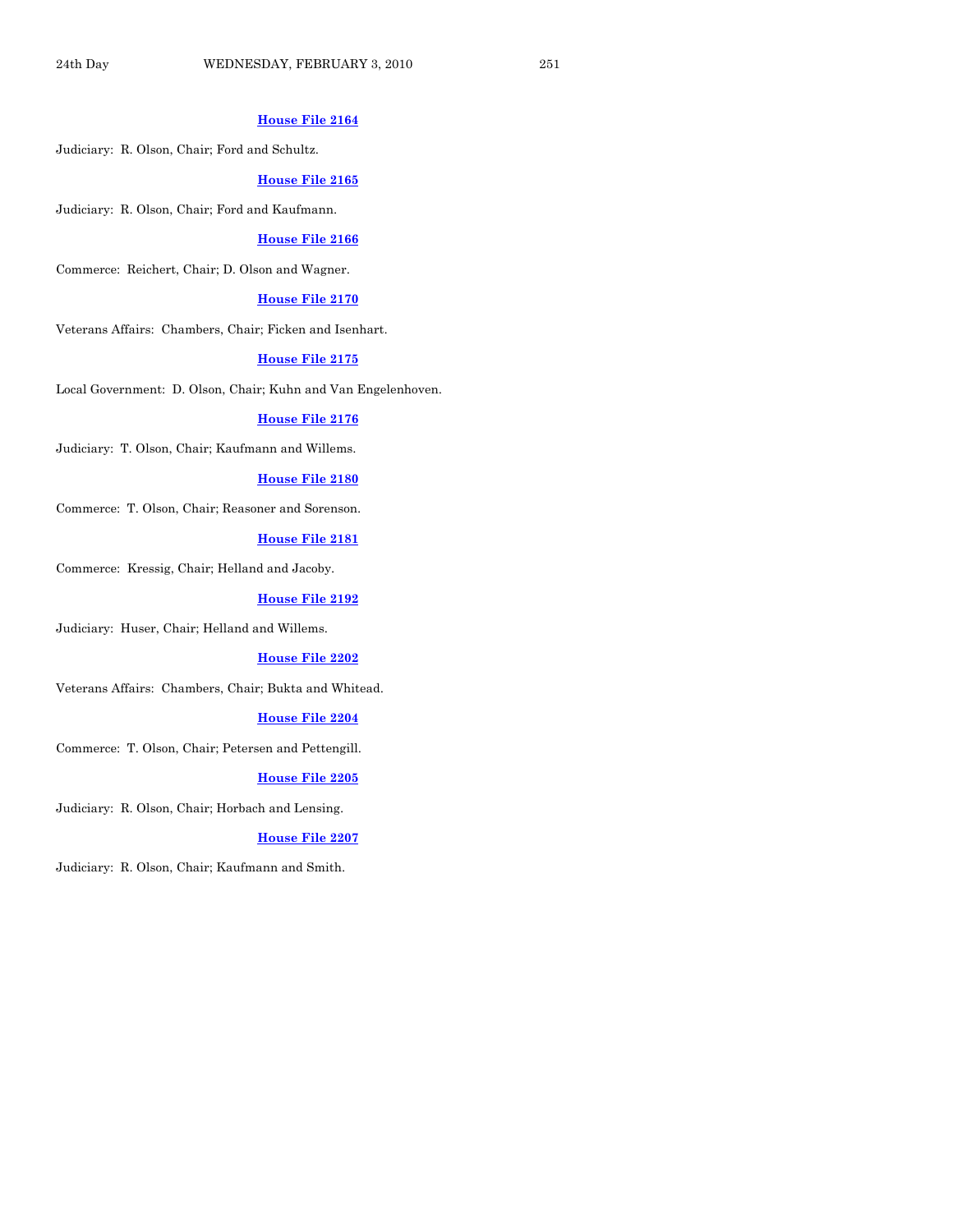**House File 2164**

Judiciary: R. Olson, Chair; Ford and Schultz.

**House File 2165**

Judiciary: R. Olson, Chair; Ford and Kaufmann.

**House File 2166**

Commerce: Reichert, Chair; D. Olson and Wagner.

**House File 2170**

Veterans Affairs: Chambers, Chair; Ficken and Isenhart.

**House File 2175**

Local Government: D. Olson, Chair; Kuhn and Van Engelenhoven.

**House File 2176**

Judiciary: T. Olson, Chair; Kaufmann and Willems.

**House File 2180**

Commerce: T. Olson, Chair; Reasoner and Sorenson.

**House File 2181**

Commerce: Kressig, Chair; Helland and Jacoby.

**House File 2192**

Judiciary: Huser, Chair; Helland and Willems.

**House File 2202**

Veterans Affairs: Chambers, Chair; Bukta and Whitead.

**House File 2204**

Commerce: T. Olson, Chair; Petersen and Pettengill.

**House File 2205**

Judiciary: R. Olson, Chair; Horbach and Lensing.

**House File 2207**

Judiciary: R. Olson, Chair; Kaufmann and Smith.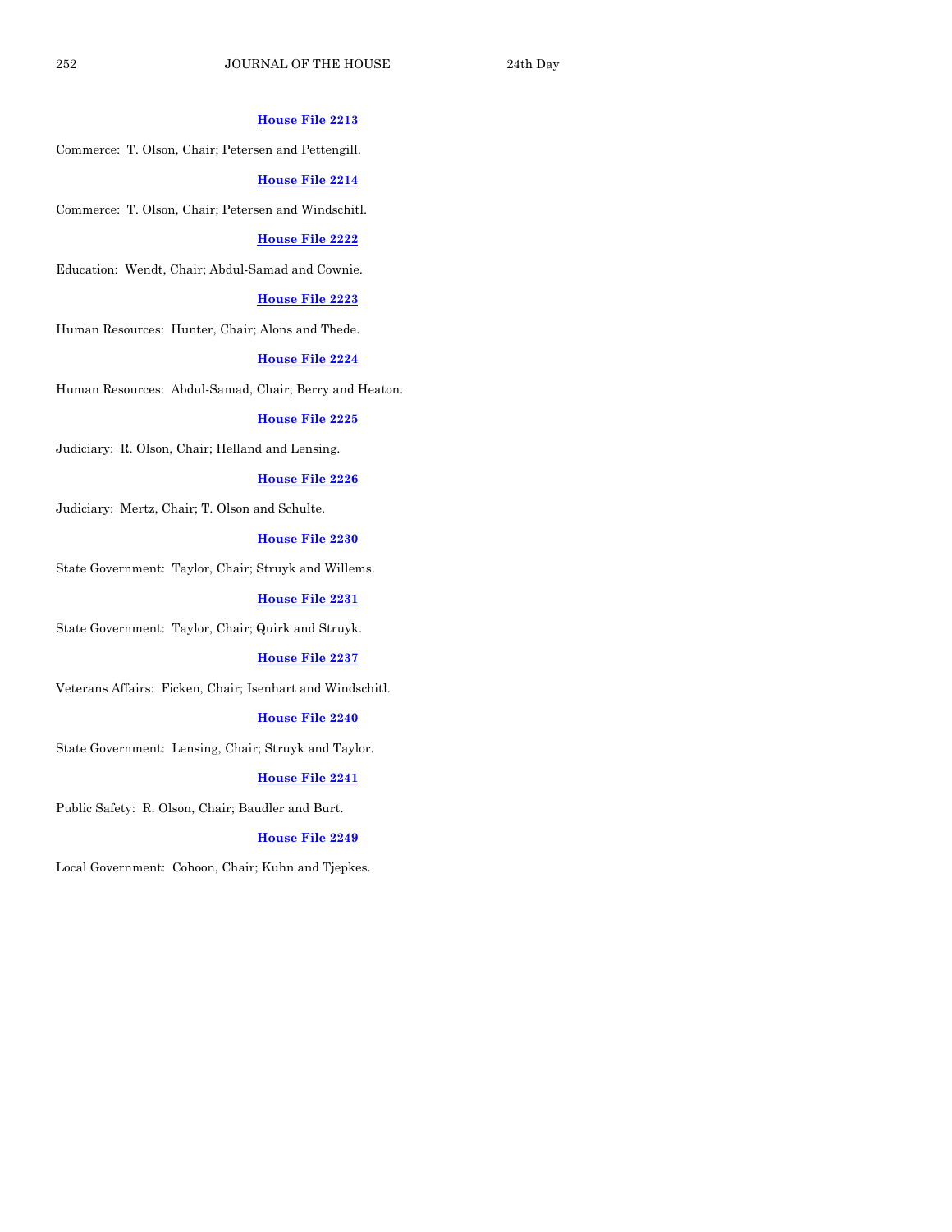**House File 2213**

Commerce: T. Olson, Chair; Petersen and Pettengill.

**House File 2214**

Commerce: T. Olson, Chair; Petersen and Windschitl.

**House File 2222**

Education: Wendt, Chair; Abdul-Samad and Cownie.

**House File 2223**

Human Resources: Hunter, Chair; Alons and Thede.

**House File 2224**

Human Resources: Abdul-Samad, Chair; Berry and Heaton.

**House File 2225**

Judiciary: R. Olson, Chair; Helland and Lensing.

**House File 2226**

Judiciary: Mertz, Chair; T. Olson and Schulte.

**House File 2230**

State Government: Taylor, Chair; Struyk and Willems.

**House File 2231**

State Government: Taylor, Chair; Quirk and Struyk.

**House File 2237**

Veterans Affairs: Ficken, Chair; Isenhart and Windschitl.

**House File 2240**

State Government: Lensing, Chair; Struyk and Taylor.

**House File 2241**

Public Safety: R. Olson, Chair; Baudler and Burt.

**House File 2249**

Local Government: Cohoon, Chair; Kuhn and Tjepkes.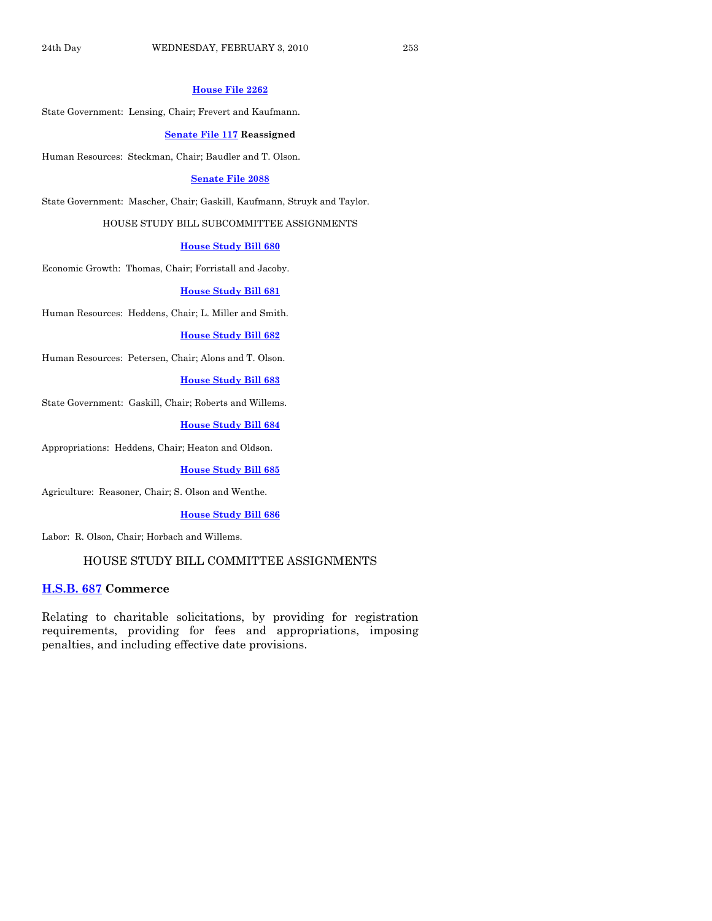**House File 2262**

State Government: Lensing, Chair; Frevert and Kaufmann.

**Senate File 117 Reassigned**

Human Resources: Steckman, Chair; Baudler and T. Olson.

**Senate File 2088**

State Government: Mascher, Chair; Gaskill, Kaufmann, Struyk and Taylor.

HOUSE STUDY BILL SUBCOMMITTEE ASSIGNMENTS

**House Study Bill 680**

Economic Growth: Thomas, Chair; Forristall and Jacoby.

**House Study Bill 681**

Human Resources: Heddens, Chair; L. Miller and Smith.

**House Study Bill 682**

Human Resources: Petersen, Chair; Alons and T. Olson.

**House Study Bill 683**

State Government: Gaskill, Chair; Roberts and Willems.

**House Study Bill 684**

Appropriations: Heddens, Chair; Heaton and Oldson.

**House Study Bill 685**

Agriculture: Reasoner, Chair; S. Olson and Wenthe.

**House Study Bill 686**

Labor: R. Olson, Chair; Horbach and Willems.

## HOUSE STUDY BILL COMMITTEE ASSIGNMENTS

### H.S.B. 687 Commerce

Relating to charitable solicitations, by providing for registration requirements, providing for fees and appropriations, imposing penalties, and including effective date provisions.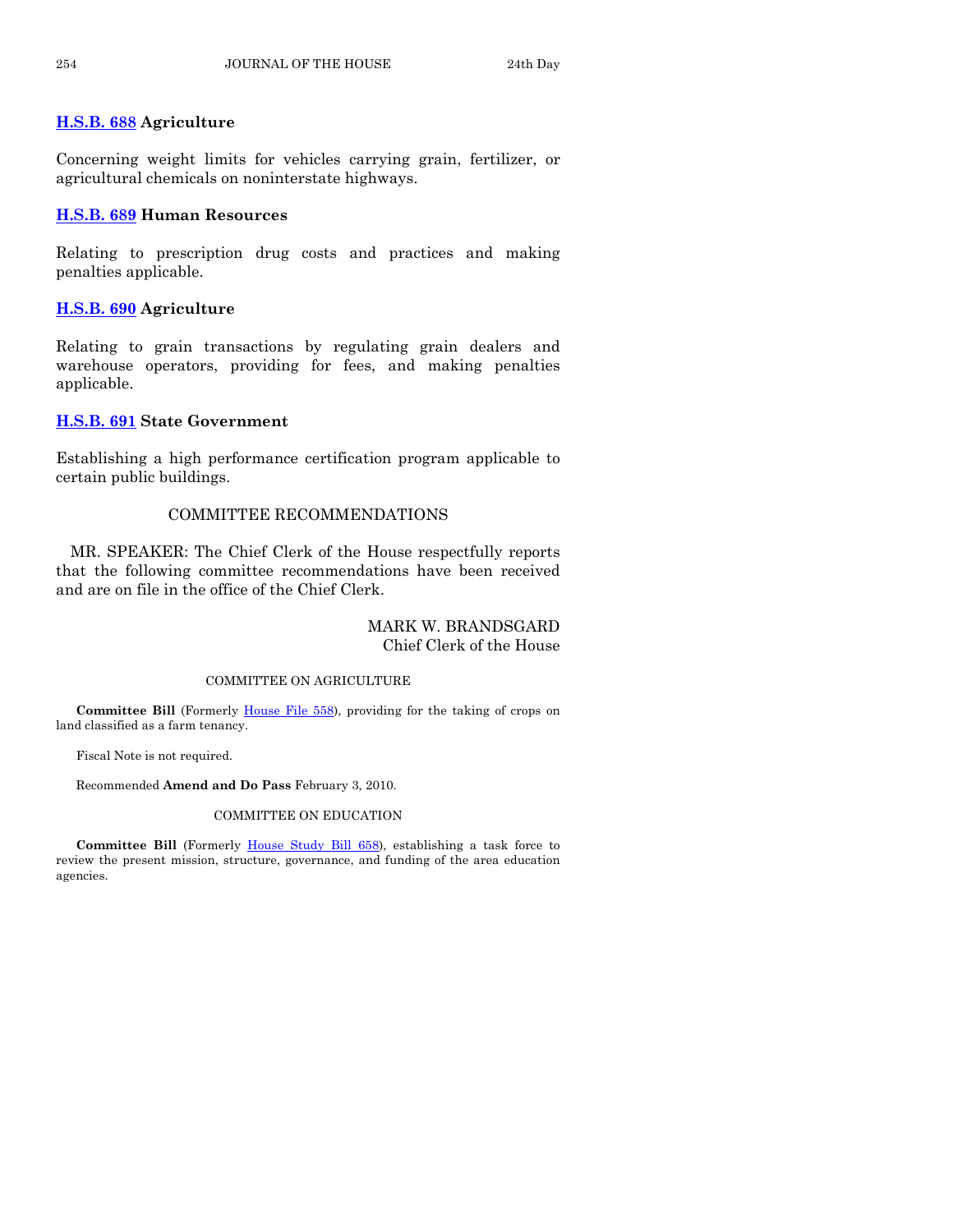**H.S.B. 688 Agriculture**

Concerning weight limits for vehicles carrying grain, fertilizer, or agricultural chemicals on noninterstate highways.

**H.S.B. 689 Human Resources**

Relating to prescription drug costs and practices and making penalties applicable.

**H.S.B. 690 Agriculture**

Relating to grain transactions by regulating grain dealers and warehouse operators, providing for fees, and making penalties applicable.

**H.S.B. 691 State Government**

Establishing a high performance certification program applicable to certain public buildings.

## COMMITTEE RECOMMENDATIONS

MR. SPEAKER: The Chief Clerk of the House respectfully reports that the following committee recommendations have been received and are on file in the office of the Chief Clerk.

MARK W. BRANDSGARD
Chief Clerk of the House

### COMMITTEE ON AGRICULTURE

**Committee Bill** (Formerly House File 558), providing for the taking of crops on land classified as a farm tenancy.

Fiscal Note is not required.

Recommended **Amend and Do Pass** February 3, 2010.

### COMMITTEE ON EDUCATION

**Committee Bill** (Formerly House Study Bill 658), establishing a task force to review the present mission, structure, governance, and funding of the area education agencies.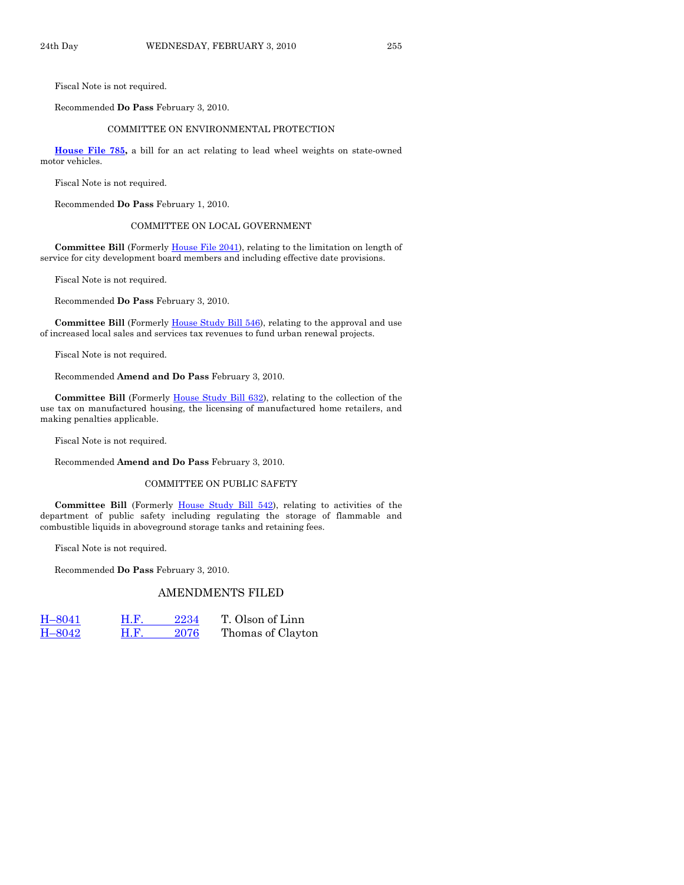Fiscal Note is not required.

Recommended **Do Pass** February 3, 2010.

COMMITTEE ON ENVIRONMENTAL PROTECTION

**House File 785,** a bill for an act relating to lead wheel weights on state-owned motor vehicles.

Fiscal Note is not required.

Recommended **Do Pass** February 1, 2010.

COMMITTEE ON LOCAL GOVERNMENT

**Committee Bill** (Formerly House File 2041), relating to the limitation on length of service for city development board members and including effective date provisions.

Fiscal Note is not required.

Recommended **Do Pass** February 3, 2010.

**Committee Bill** (Formerly House Study Bill 546), relating to the approval and use of increased local sales and services tax revenues to fund urban renewal projects.

Fiscal Note is not required.

Recommended **Amend and Do Pass** February 3, 2010.

**Committee Bill** (Formerly House Study Bill 632), relating to the collection of the use tax on manufactured housing, the licensing of manufactured home retailers, and making penalties applicable.

Fiscal Note is not required.

Recommended **Amend and Do Pass** February 3, 2010.

COMMITTEE ON PUBLIC SAFETY

**Committee Bill** (Formerly House Study Bill 542), relating to activities of the department of public safety including regulating the storage of flammable and combustible liquids in aboveground storage tanks and retaining fees.

Fiscal Note is not required.

Recommended **Do Pass** February 3, 2010.

## AMENDMENTS FILED

| | | |
|---|---|---|
| H–8041 | H.F. 2234 | T. Olson of Linn |
| H–8042 | H.F. 2076 | Thomas of Clayton |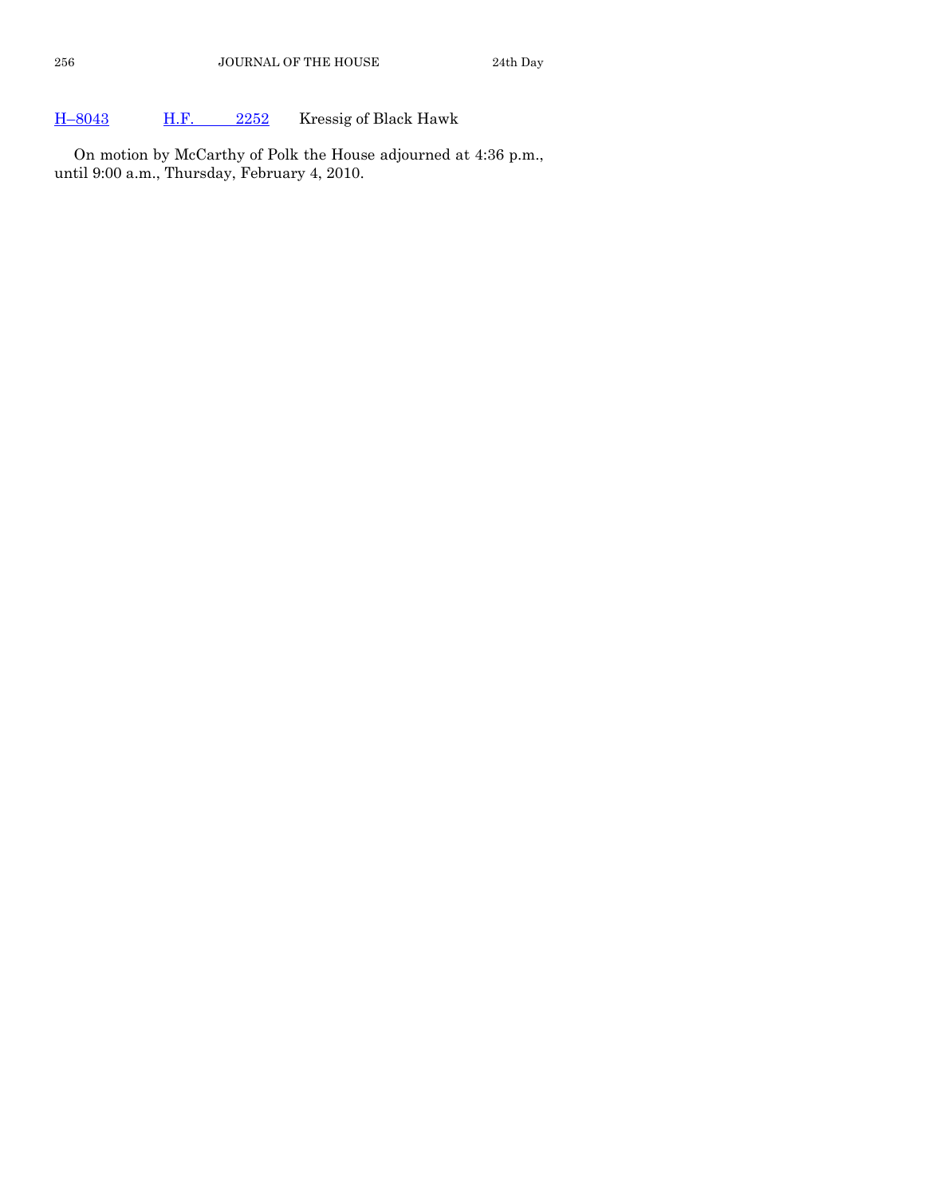H–8043 H.F. 2252 Kressig of Black Hawk

On motion by McCarthy of Polk the House adjourned at 4:36 p.m., until 9:00 a.m., Thursday, February 4, 2010.